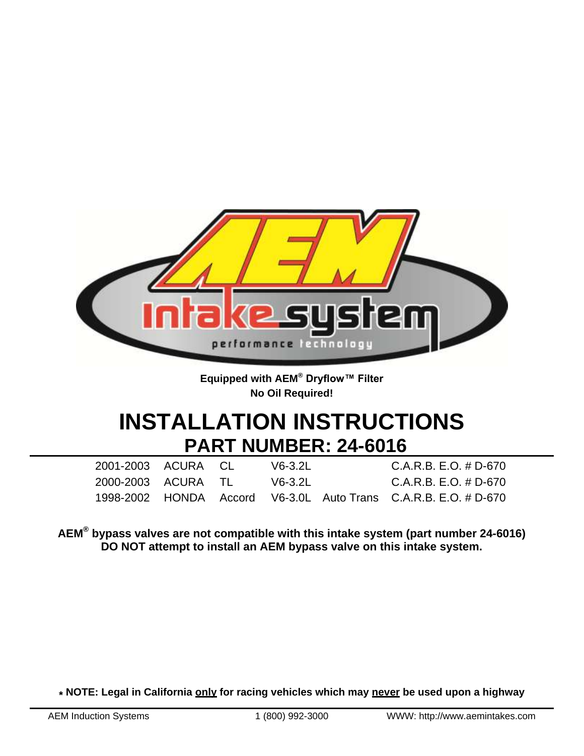Equipped with AEM® Dryflow™ Filter
No Oil Required!

# INSTALLATION INSTRUCTIONS

## PART NUMBER: 24-6016

| | | | | | |
|---|---|---|---|---|---|
| 2001-2003 | ACURA | CL | V6-3.2L | | C.A.R.B. E.O. # D-670 |
| 2000-2003 | ACURA | TL | V6-3.2L | | C.A.R.B. E.O. # D-670 |
| 1998-2002 | HONDA | Accord | V6-3.0L | Auto Trans | C.A.R.B. E.O. # D-670 |

**AEM® bypass valves are not compatible with this intake system (part number 24-6016)**
**DO NOT attempt to install an AEM bypass valve on this intake system.**

**\* NOTE: Legal in California only for racing vehicles which may never be used upon a highway**

AEM Induction Systems 1 (800) 992-3000 WWW: http://www.aemintakes.com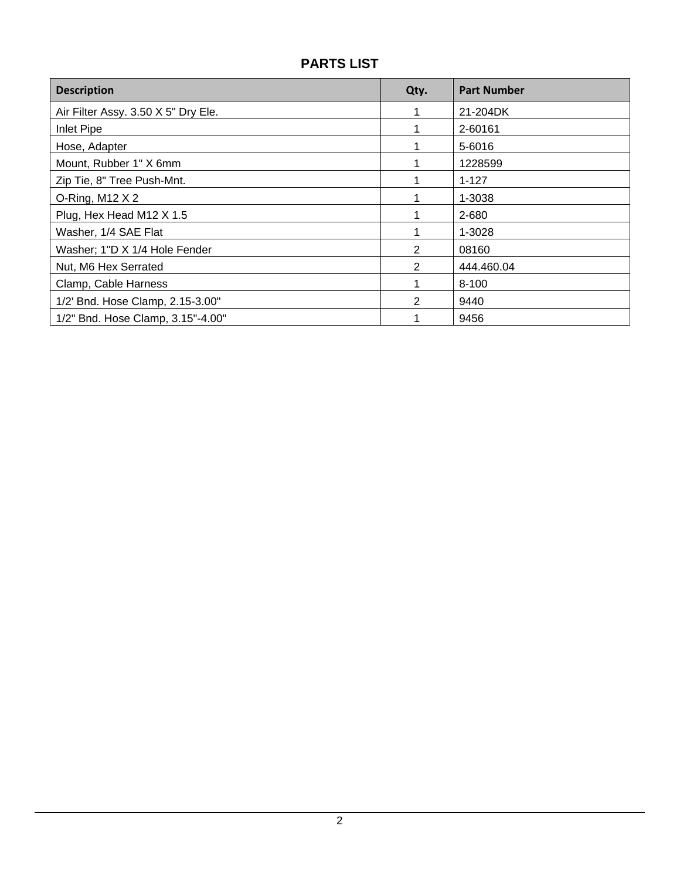## PARTS LIST

| Description | Qty. | Part Number |
|---|---|---|
| Air Filter Assy. 3.50 X 5" Dry Ele. | 1 | 21-204DK |
| Inlet Pipe | 1 | 2-60161 |
| Hose, Adapter | 1 | 5-6016 |
| Mount, Rubber 1" X 6mm | 1 | 1228599 |
| Zip Tie, 8" Tree Push-Mnt. | 1 | 1-127 |
| O-Ring, M12 X 2 | 1 | 1-3038 |
| Plug, Hex Head M12 X 1.5 | 1 | 2-680 |
| Washer, 1/4 SAE Flat | 1 | 1-3028 |
| Washer; 1"D X 1/4 Hole Fender | 2 | 08160 |
| Nut, M6 Hex Serrated | 2 | 444.460.04 |
| Clamp, Cable Harness | 1 | 8-100 |
| 1/2' Bnd. Hose Clamp, 2.15-3.00" | 2 | 9440 |
| 1/2" Bnd. Hose Clamp, 3.15"-4.00" | 1 | 9456 |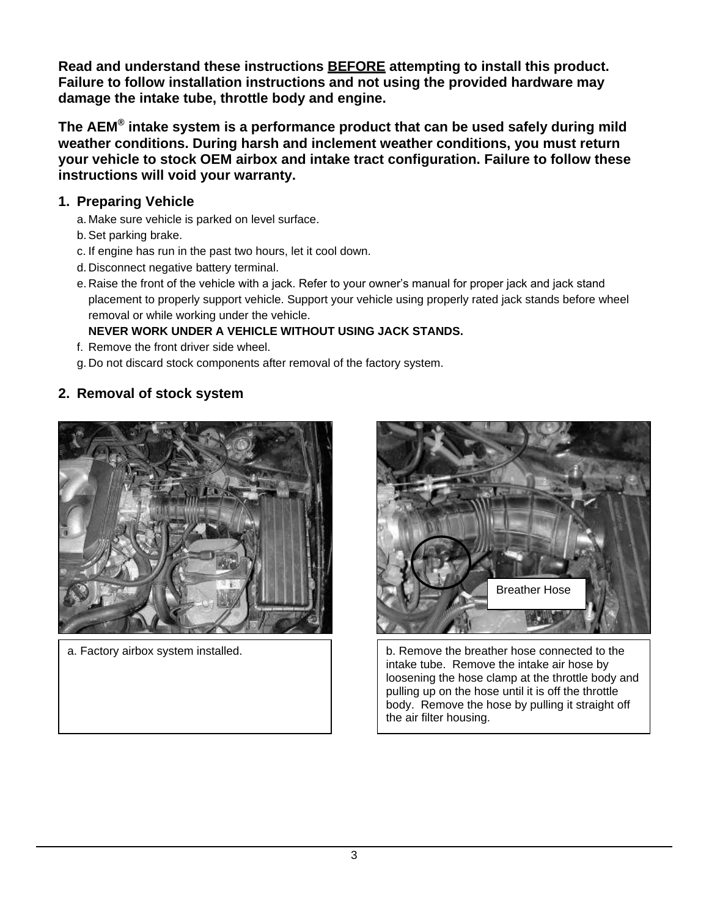**Read and understand these instructions <u>BEFORE</u> attempting to install this product. Failure to follow installation instructions and not using the provided hardware may damage the intake tube, throttle body and engine.**

**The AEM® intake system is a performance product that can be used safely during mild weather conditions. During harsh and inclement weather conditions, you must return your vehicle to stock OEM airbox and intake tract configuration. Failure to follow these instructions will void your warranty.**

## 1. Preparing Vehicle

a. Make sure vehicle is parked on level surface.

b. Set parking brake.

c. If engine has run in the past two hours, let it cool down.

d. Disconnect negative battery terminal.

e. Raise the front of the vehicle with a jack. Refer to your owner's manual for proper jack and jack stand placement to properly support vehicle. Support your vehicle using properly rated jack stands before wheel removal or while working under the vehicle.
**NEVER WORK UNDER A VEHICLE WITHOUT USING JACK STANDS.**

f. Remove the front driver side wheel.

g. Do not discard stock components after removal of the factory system.

## 2. Removal of stock system

a. Factory airbox system installed.

Breather Hose

b. Remove the breather hose connected to the intake tube. Remove the intake air hose by loosening the hose clamp at the throttle body and pulling up on the hose until it is off the throttle body. Remove the hose by pulling it straight off the air filter housing.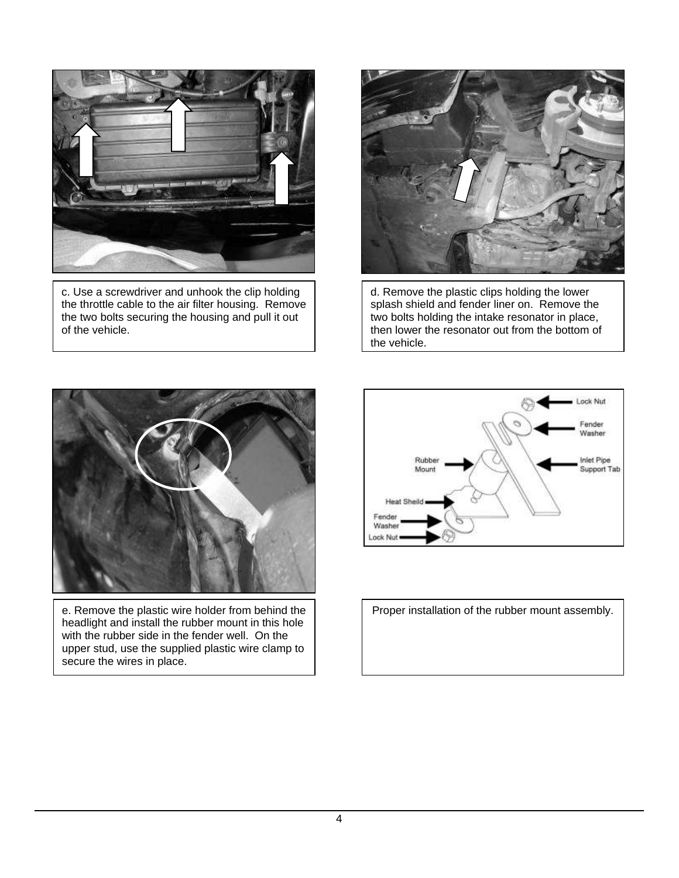c. Use a screwdriver and unhook the clip holding the throttle cable to the air filter housing. Remove the two bolts securing the housing and pull it out of the vehicle.

d. Remove the plastic clips holding the lower splash shield and fender liner on. Remove the two bolts holding the intake resonator in place, then lower the resonator out from the bottom of the vehicle.

e. Remove the plastic wire holder from behind the headlight and install the rubber mount in this hole with the rubber side in the fender well. On the upper stud, use the supplied plastic wire clamp to secure the wires in place.

Proper installation of the rubber mount assembly.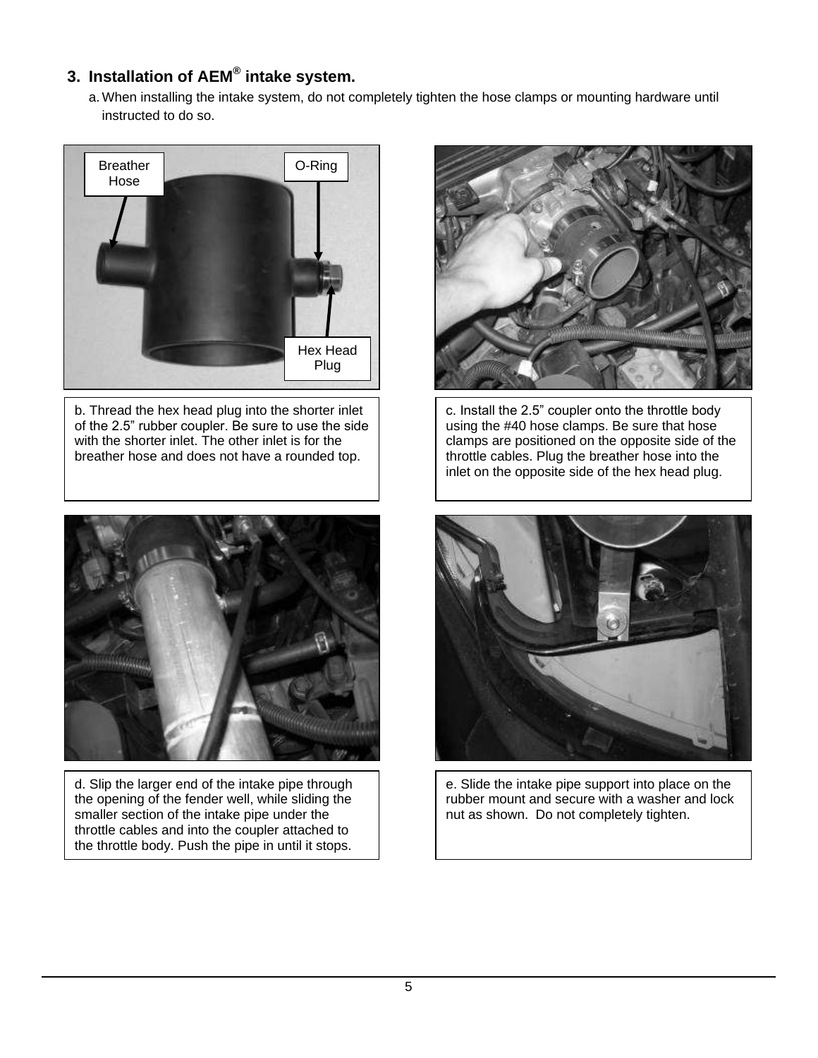## 3. Installation of AEM® intake system.

a. When installing the intake system, do not completely tighten the hose clamps or mounting hardware until instructed to do so.

Breather Hose

O-Ring

Hex Head Plug

b. Thread the hex head plug into the shorter inlet of the 2.5" rubber coupler. Be sure to use the side with the shorter inlet. The other inlet is for the breather hose and does not have a rounded top.

c. Install the 2.5" coupler onto the throttle body using the #40 hose clamps. Be sure that hose clamps are positioned on the opposite side of the throttle cables. Plug the breather hose into the inlet on the opposite side of the hex head plug.

d. Slip the larger end of the intake pipe through the opening of the fender well, while sliding the smaller section of the intake pipe under the throttle cables and into the coupler attached to the throttle body. Push the pipe in until it stops.

e. Slide the intake pipe support into place on the rubber mount and secure with a washer and lock nut as shown. Do not completely tighten.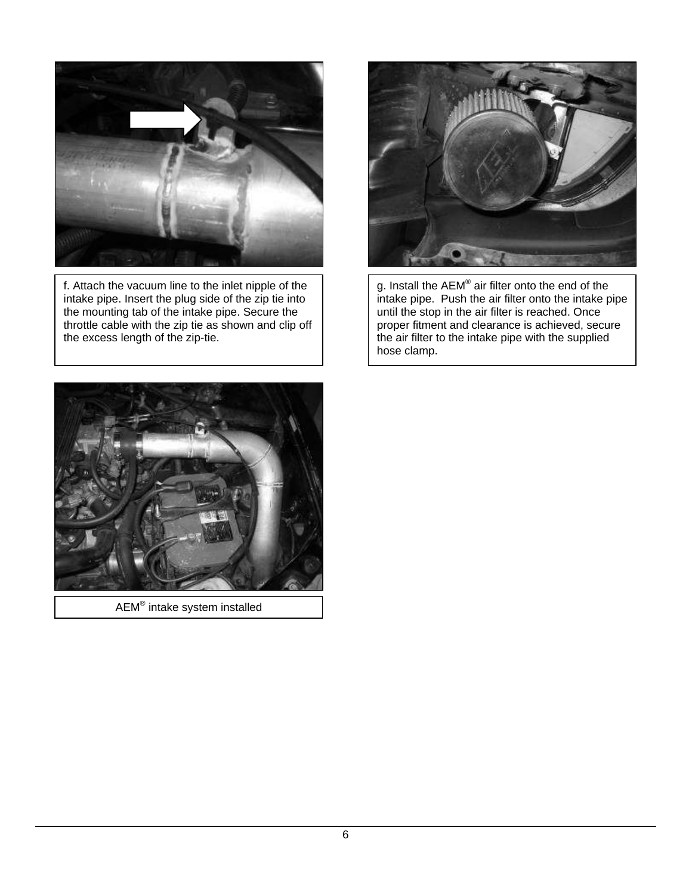f. Attach the vacuum line to the inlet nipple of the intake pipe. Insert the plug side of the zip tie into the mounting tab of the intake pipe. Secure the throttle cable with the zip tie as shown and clip off the excess length of the zip-tie.

g. Install the AEM® air filter onto the end of the intake pipe. Push the air filter onto the intake pipe until the stop in the air filter is reached. Once proper fitment and clearance is achieved, secure the air filter to the intake pipe with the supplied hose clamp.

AEM® intake system installed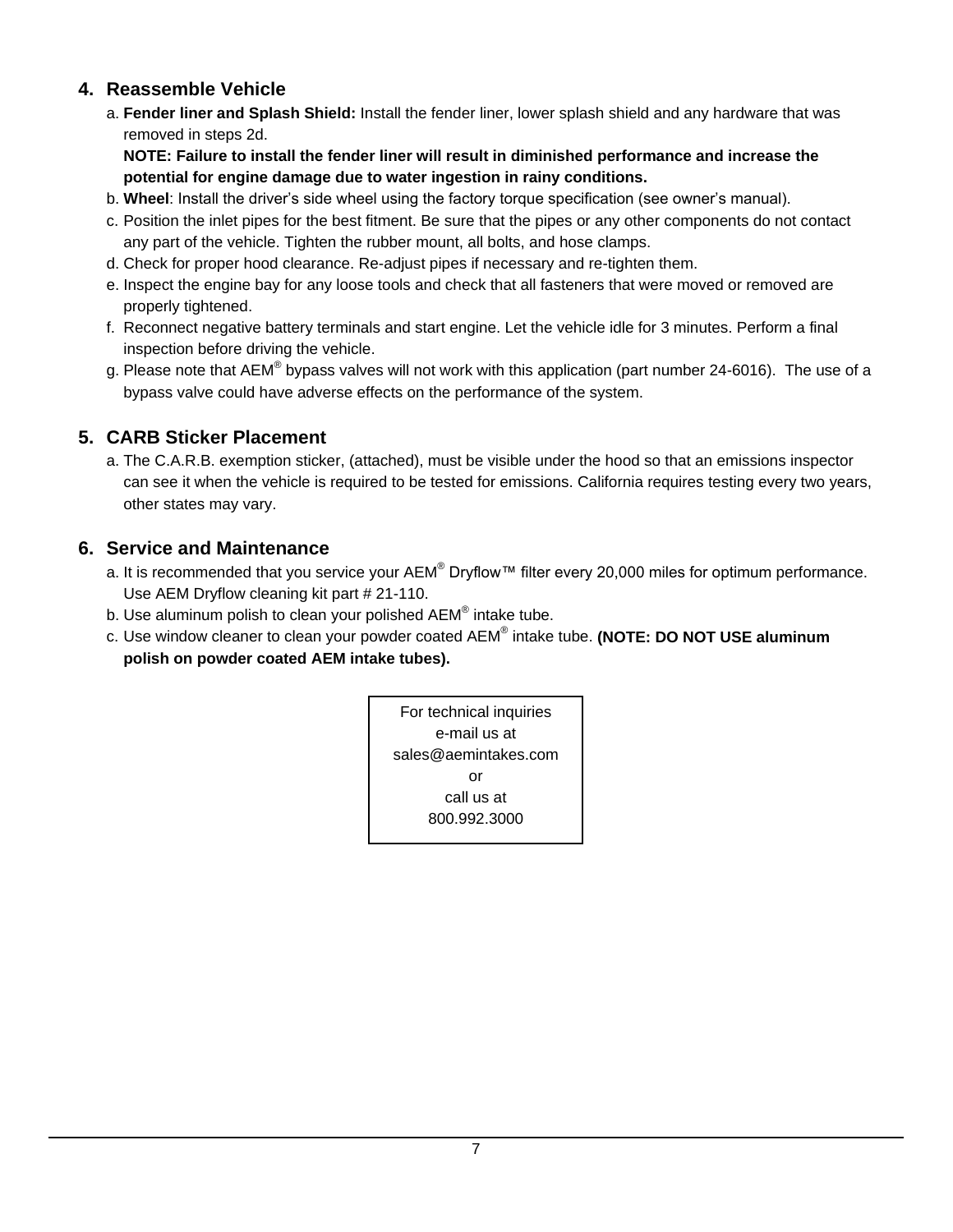## 4. Reassemble Vehicle

a. **Fender liner and Splash Shield:** Install the fender liner, lower splash shield and any hardware that was removed in steps 2d.
**NOTE: Failure to install the fender liner will result in diminished performance and increase the potential for engine damage due to water ingestion in rainy conditions.**

b. **Wheel**: Install the driver's side wheel using the factory torque specification (see owner's manual).

c. Position the inlet pipes for the best fitment. Be sure that the pipes or any other components do not contact any part of the vehicle. Tighten the rubber mount, all bolts, and hose clamps.

d. Check for proper hood clearance. Re-adjust pipes if necessary and re-tighten them.

e. Inspect the engine bay for any loose tools and check that all fasteners that were moved or removed are properly tightened.

f. Reconnect negative battery terminals and start engine. Let the vehicle idle for 3 minutes. Perform a final inspection before driving the vehicle.

g. Please note that AEM® bypass valves will not work with this application (part number 24-6016). The use of a bypass valve could have adverse effects on the performance of the system.

## 5. CARB Sticker Placement

a. The C.A.R.B. exemption sticker, (attached), must be visible under the hood so that an emissions inspector can see it when the vehicle is required to be tested for emissions. California requires testing every two years, other states may vary.

## 6. Service and Maintenance

a. It is recommended that you service your AEM® Dryflow™ filter every 20,000 miles for optimum performance. Use AEM Dryflow cleaning kit part # 21-110.

b. Use aluminum polish to clean your polished AEM® intake tube.

c. Use window cleaner to clean your powder coated AEM® intake tube. **(NOTE: DO NOT USE aluminum polish on powder coated AEM intake tubes).**

For technical inquiries
e-mail us at
sales@aemintakes.com
or
call us at
800.992.3000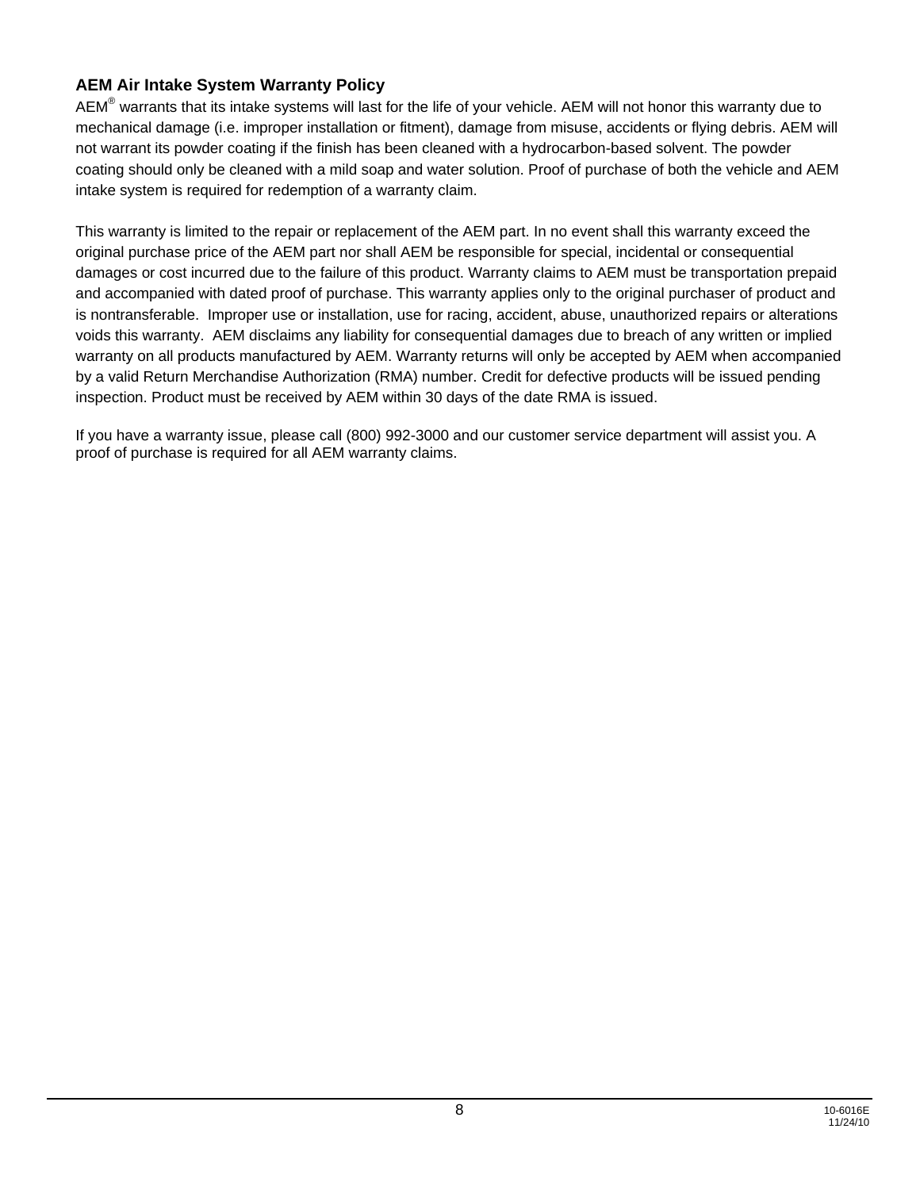## AEM Air Intake System Warranty Policy

AEM® warrants that its intake systems will last for the life of your vehicle. AEM will not honor this warranty due to mechanical damage (i.e. improper installation or fitment), damage from misuse, accidents or flying debris. AEM will not warrant its powder coating if the finish has been cleaned with a hydrocarbon-based solvent. The powder coating should only be cleaned with a mild soap and water solution. Proof of purchase of both the vehicle and AEM intake system is required for redemption of a warranty claim.

This warranty is limited to the repair or replacement of the AEM part. In no event shall this warranty exceed the original purchase price of the AEM part nor shall AEM be responsible for special, incidental or consequential damages or cost incurred due to the failure of this product. Warranty claims to AEM must be transportation prepaid and accompanied with dated proof of purchase. This warranty applies only to the original purchaser of product and is nontransferable. Improper use or installation, use for racing, accident, abuse, unauthorized repairs or alterations voids this warranty. AEM disclaims any liability for consequential damages due to breach of any written or implied warranty on all products manufactured by AEM. Warranty returns will only be accepted by AEM when accompanied by a valid Return Merchandise Authorization (RMA) number. Credit for defective products will be issued pending inspection. Product must be received by AEM within 30 days of the date RMA is issued.

If you have a warranty issue, please call (800) 992-3000 and our customer service department will assist you. A proof of purchase is required for all AEM warranty claims.